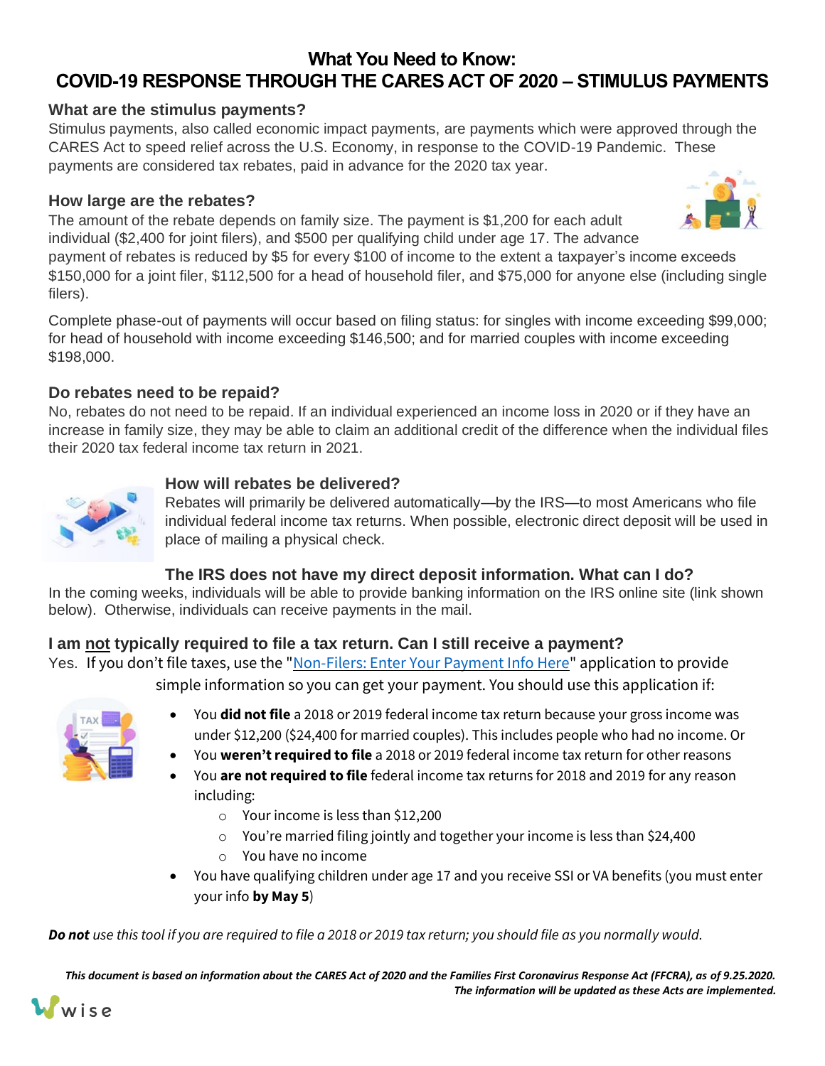# What You Need to Know:
# COVID-19 RESPONSE THROUGH THE CARES ACT OF 2020 – STIMULUS PAYMENTS

### What are the stimulus payments?

Stimulus payments, also called economic impact payments, are payments which were approved through the CARES Act to speed relief across the U.S. Economy, in response to the COVID-19 Pandemic. These payments are considered tax rebates, paid in advance for the 2020 tax year.

### How large are the rebates?

The amount of the rebate depends on family size. The payment is $1,200 for each adult individual ($2,400 for joint filers), and $500 per qualifying child under age 17. The advance payment of rebates is reduced by $5 for every $100 of income to the extent a taxpayer's income exceeds $150,000 for a joint filer, $112,500 for a head of household filer, and $75,000 for anyone else (including single filers).

Complete phase-out of payments will occur based on filing status: for singles with income exceeding $99,000; for head of household with income exceeding $146,500; and for married couples with income exceeding $198,000.

### Do rebates need to be repaid?

No, rebates do not need to be repaid. If an individual experienced an income loss in 2020 or if they have an increase in family size, they may be able to claim an additional credit of the difference when the individual files their 2020 tax federal income tax return in 2021.

### How will rebates be delivered?

Rebates will primarily be delivered automatically—by the IRS—to most Americans who file individual federal income tax returns. When possible, electronic direct deposit will be used in place of mailing a physical check.

### The IRS does not have my direct deposit information. What can I do?

In the coming weeks, individuals will be able to provide banking information on the IRS online site (link shown below). Otherwise, individuals can receive payments in the mail.

### I am not typically required to file a tax return. Can I still receive a payment?

Yes. If you don't file taxes, use the "Non-Filers: Enter Your Payment Info Here" application to provide simple information so you can get your payment. You should use this application if:

- You **did not file** a 2018 or 2019 federal income tax return because your gross income was under $12,200 ($24,400 for married couples). This includes people who had no income. Or
- You **weren't required to file** a 2018 or 2019 federal income tax return for other reasons
- You **are not required to file** federal income tax returns for 2018 and 2019 for any reason including:
  - Your income is less than $12,200
  - You're married filing jointly and together your income is less than $24,400
  - You have no income
- You have qualifying children under age 17 and you receive SSI or VA benefits (you must enter your info **by May 5**)

***Do not*** *use this tool if you are required to file a 2018 or 2019 tax return; you should file as you normally would.*

***This document is based on information about the CARES Act of 2020 and the Families First Coronavirus Response Act (FFCRA), as of 9.25.2020. The information will be updated as these Acts are implemented.***

wise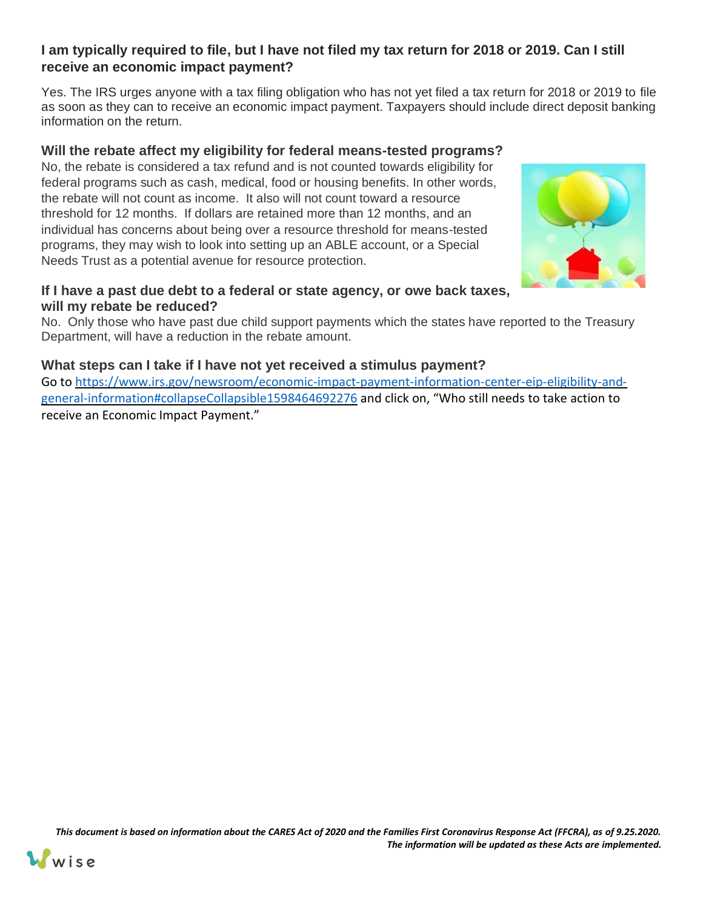### I am typically required to file, but I have not filed my tax return for 2018 or 2019. Can I still receive an economic impact payment?

Yes. The IRS urges anyone with a tax filing obligation who has not yet filed a tax return for 2018 or 2019 to file as soon as they can to receive an economic impact payment. Taxpayers should include direct deposit banking information on the return.

### Will the rebate affect my eligibility for federal means-tested programs?

No, the rebate is considered a tax refund and is not counted towards eligibility for federal programs such as cash, medical, food or housing benefits. In other words, the rebate will not count as income. It also will not count toward a resource threshold for 12 months. If dollars are retained more than 12 months, and an individual has concerns about being over a resource threshold for means-tested programs, they may wish to look into setting up an ABLE account, or a Special Needs Trust as a potential avenue for resource protection.

### If I have a past due debt to a federal or state agency, or owe back taxes, will my rebate be reduced?

No. Only those who have past due child support payments which the states have reported to the Treasury Department, will have a reduction in the rebate amount.

### What steps can I take if I have not yet received a stimulus payment?

Go to https://www.irs.gov/newsroom/economic-impact-payment-information-center-eip-eligibility-and-general-information#collapseCollapsible1598464692276 and click on, “Who still needs to take action to receive an Economic Impact Payment.”

***This document is based on information about the CARES Act of 2020 and the Families First Coronavirus Response Act (FFCRA), as of 9.25.2020. The information will be updated as these Acts are implemented.***